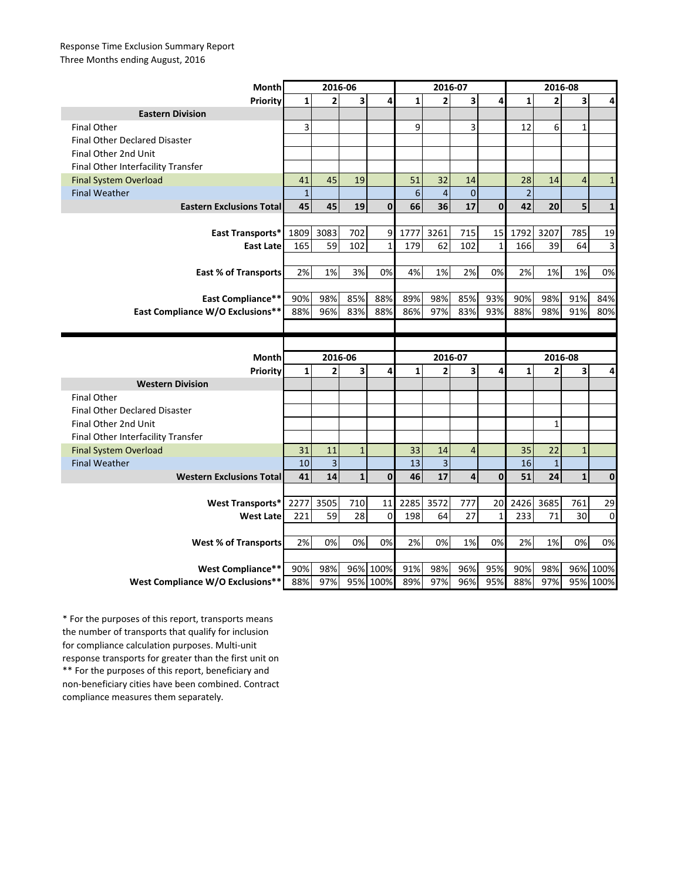Response Time Exclusion Summary Report
Three Months ending August, 2016

| Month | 2016-06 | | | | 2016-07 | | | | 2016-08 | | | |
|---|---|---|---|---|---|---|---|---|---|---|---|---|
| **Priority** | **1** | **2** | **3** | **4** | **1** | **2** | **3** | **4** | **1** | **2** | **3** | **4** |
| **Eastern Division** | | | | | | | | | | | | |
| Final Other | 3 | | | | 9 | | 3 | | 12 | 6 | 1 | |
| Final Other Declared Disaster | | | | | | | | | | | | |
| Final Other 2nd Unit | | | | | | | | | | | | |
| Final Other Interfacility Transfer | | | | | | | | | | | | |
| Final System Overload | 41 | 45 | 19 | | 51 | 32 | 14 | | 28 | 14 | 4 | 1 |
| Final Weather | 1 | | | | 6 | 4 | 0 | | 2 | | | |
| **Eastern Exclusions Total** | **45** | **45** | **19** | **0** | **66** | **36** | **17** | **0** | **42** | **20** | **5** | **1** |
| **East Transports*** | 1809 | 3083 | 702 | 9 | 1777 | 3261 | 715 | 15 | 1792 | 3207 | 785 | 19 |
| **East Late** | 165 | 59 | 102 | 1 | 179 | 62 | 102 | 1 | 166 | 39 | 64 | 3 |
| **East % of Transports** | 2% | 1% | 3% | 0% | 4% | 1% | 2% | 0% | 2% | 1% | 1% | 0% |
| **East Compliance**** | 90% | 98% | 85% | 88% | 89% | 98% | 85% | 93% | 90% | 98% | 91% | 84% |
| **East Compliance W/O Exclusions**** | 88% | 96% | 83% | 88% | 86% | 97% | 83% | 93% | 88% | 98% | 91% | 80% |

| Month | 2016-06 | | | | 2016-07 | | | | 2016-08 | | | |
|---|---|---|---|---|---|---|---|---|---|---|---|---|
| **Priority** | **1** | **2** | **3** | **4** | **1** | **2** | **3** | **4** | **1** | **2** | **3** | **4** |
| **Western Division** | | | | | | | | | | | | |
| Final Other | | | | | | | | | | | | |
| Final Other Declared Disaster | | | | | | | | | | | | |
| Final Other 2nd Unit | | | | | | | | | | 1 | | |
| Final Other Interfacility Transfer | | | | | | | | | | | | |
| Final System Overload | 31 | 11 | 1 | | 33 | 14 | 4 | | 35 | 22 | 1 | |
| Final Weather | 10 | 3 | | | 13 | 3 | | | 16 | 1 | | |
| **Western Exclusions Total** | **41** | **14** | **1** | **0** | **46** | **17** | **4** | **0** | **51** | **24** | **1** | **0** |
| **West Transports*** | 2277 | 3505 | 710 | 11 | 2285 | 3572 | 777 | 20 | 2426 | 3685 | 761 | 29 |
| **West Late** | 221 | 59 | 28 | 0 | 198 | 64 | 27 | 1 | 233 | 71 | 30 | 0 |
| **West % of Transports** | 2% | 0% | 0% | 0% | 2% | 0% | 1% | 0% | 2% | 1% | 0% | 0% |
| **West Compliance**** | 90% | 98% | 96% | 100% | 91% | 98% | 96% | 95% | 90% | 98% | 96% | 100% |
| **West Compliance W/O Exclusions**** | 88% | 97% | 95% | 100% | 89% | 97% | 96% | 95% | 88% | 97% | 95% | 100% |

* For the purposes of this report, transports means the number of transports that qualify for inclusion for compliance calculation purposes. Multi-unit response transports for greater than the first unit on
** For the purposes of this report, beneficiary and non-beneficiary cities have been combined. Contract compliance measures them separately.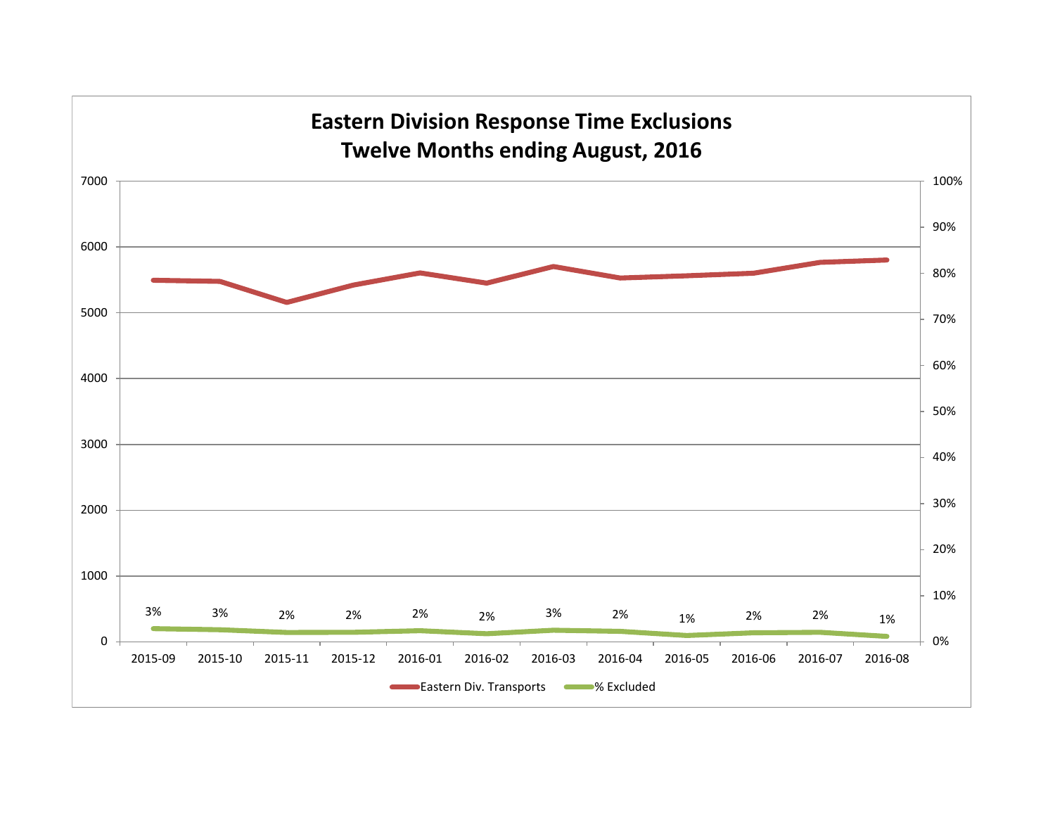# Eastern Division Response Time Exclusions
## Twelve Months ending August, 2016

| Month | 2015-09 | 2015-10 | 2015-11 | 2015-12 | 2016-01 | 2016-02 | 2016-03 | 2016-04 | 2016-05 | 2016-06 | 2016-07 | 2016-08 |
|---|---|---|---|---|---|---|---|---|---|---|---|---|
| % Excluded | 3% | 3% | 2% | 2% | 2% | 2% | 3% | 2% | 1% | 2% | 2% | 1% |

Eastern Div. Transports — % Excluded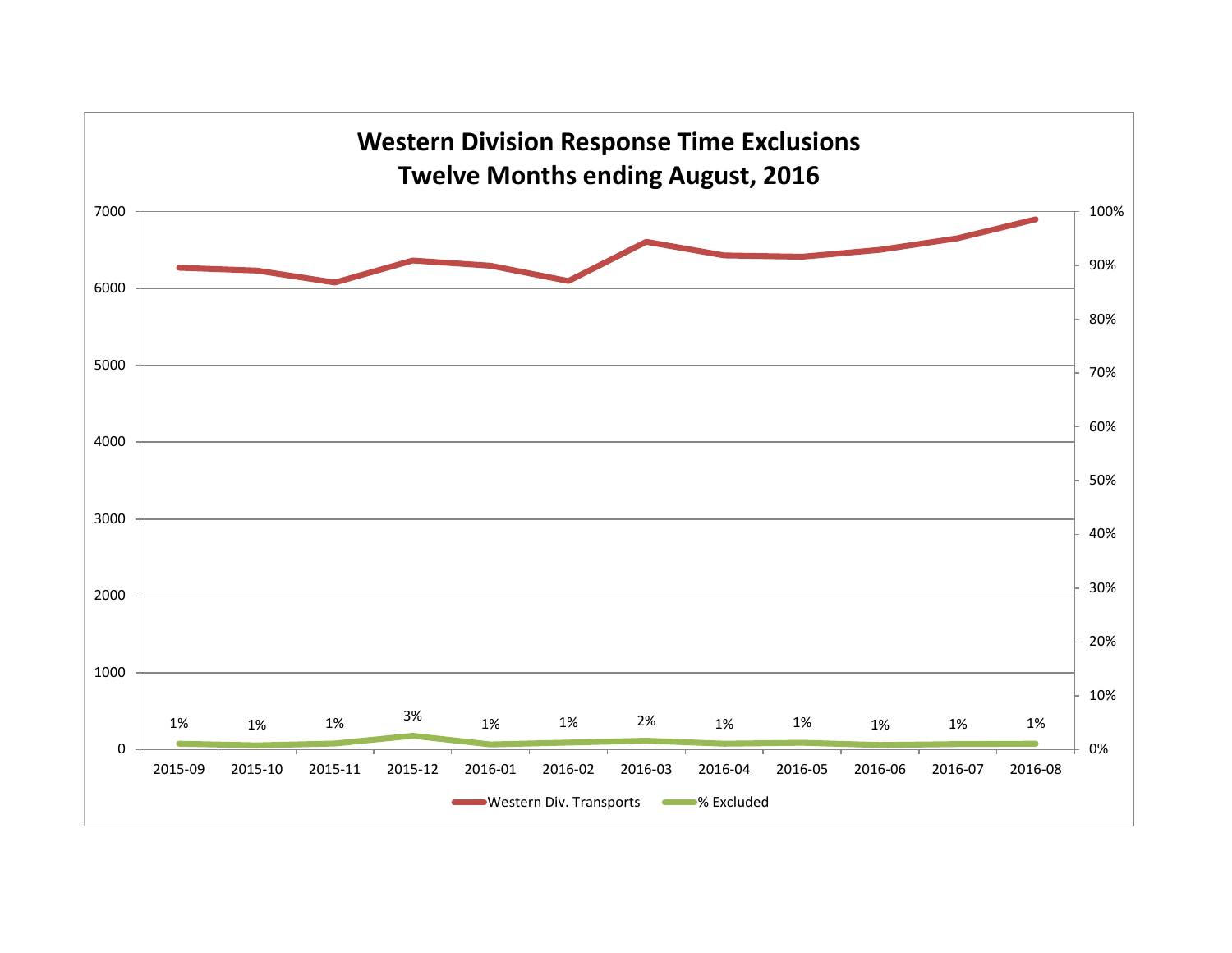# Western Division Response Time Exclusions
## Twelve Months ending August, 2016

7000
6000
5000
4000
3000
2000
1000
0

100%
90%
80%
70%
60%
50%
40%
30%
20%
10%
0%

1% 1% 1% 3% 1% 1% 2% 1% 1% 1% 1% 1%

2015-09 2015-10 2015-11 2015-12 2016-01 2016-02 2016-03 2016-04 2016-05 2016-06 2016-07 2016-08

Western Div. Transports
% Excluded